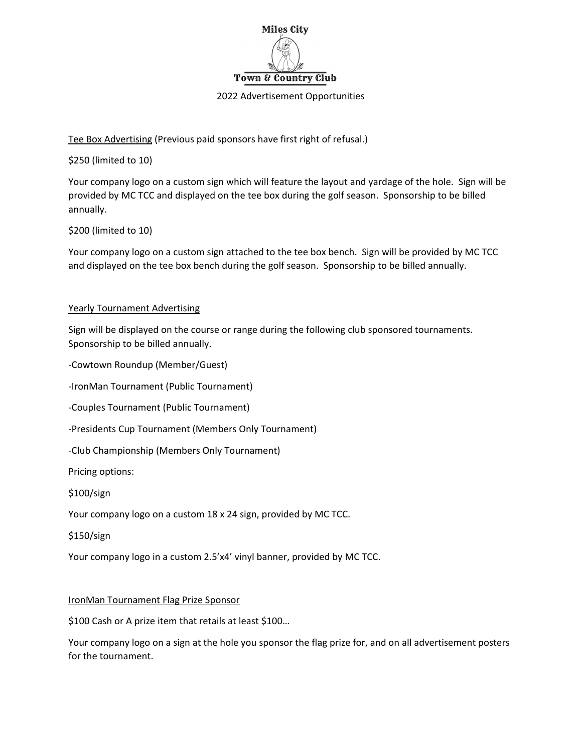# Miles City Town & Country Club

2022 Advertisement Opportunities

Tee Box Advertising (Previous paid sponsors have first right of refusal.)

$250 (limited to 10)

Your company logo on a custom sign which will feature the layout and yardage of the hole. Sign will be provided by MC TCC and displayed on the tee box during the golf season. Sponsorship to be billed annually.

$200 (limited to 10)

Your company logo on a custom sign attached to the tee box bench. Sign will be provided by MC TCC and displayed on the tee box bench during the golf season. Sponsorship to be billed annually.

Yearly Tournament Advertising

Sign will be displayed on the course or range during the following club sponsored tournaments. Sponsorship to be billed annually.

-Cowtown Roundup (Member/Guest)

-IronMan Tournament (Public Tournament)

-Couples Tournament (Public Tournament)

-Presidents Cup Tournament (Members Only Tournament)

-Club Championship (Members Only Tournament)

Pricing options:

$100/sign

Your company logo on a custom 18 x 24 sign, provided by MC TCC.

$150/sign

Your company logo in a custom 2.5'x4' vinyl banner, provided by MC TCC.

IronMan Tournament Flag Prize Sponsor

$100 Cash or A prize item that retails at least $100…

Your company logo on a sign at the hole you sponsor the flag prize for, and on all advertisement posters for the tournament.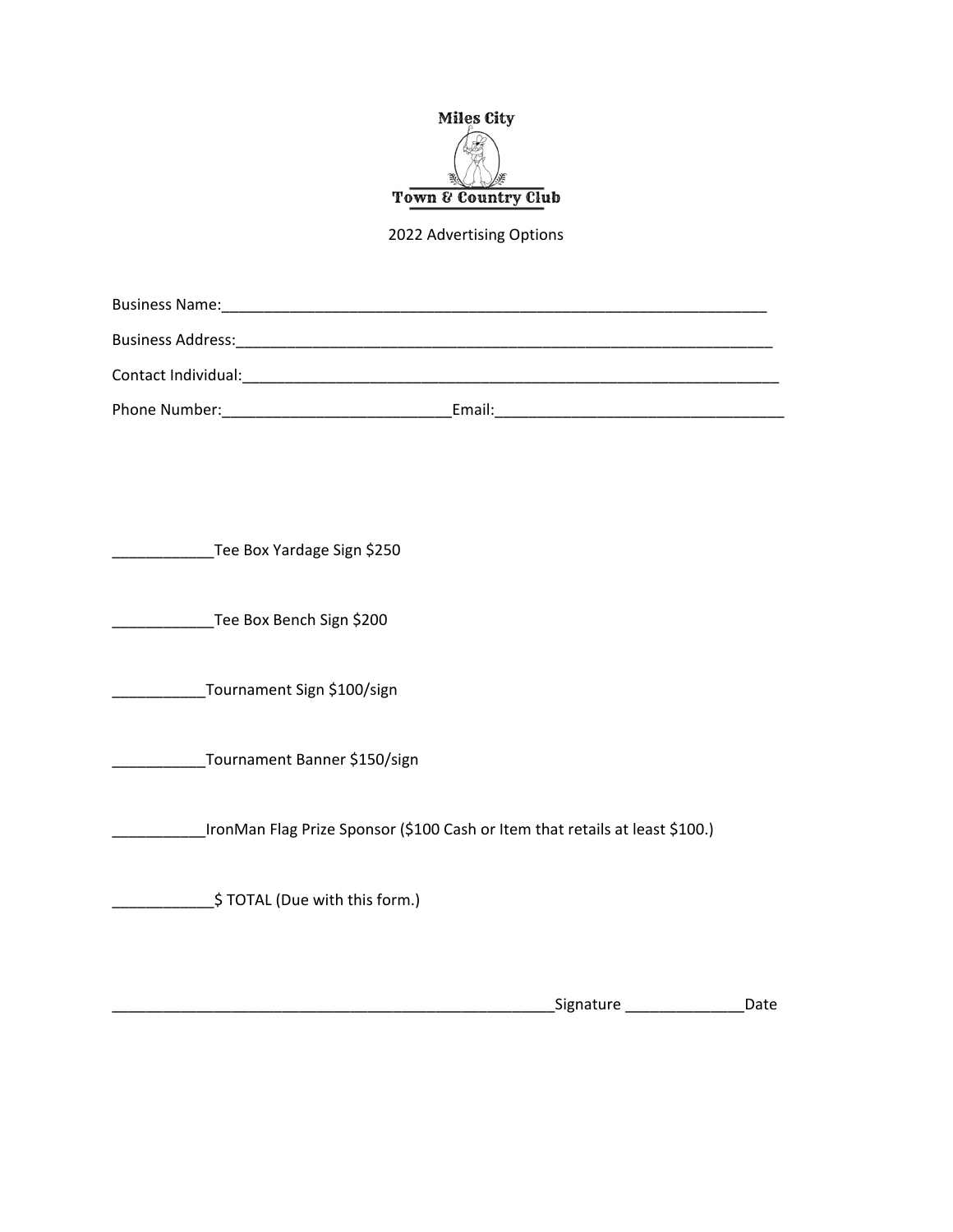Miles City

Town & Country Club

2022 Advertising Options

Business Name:_____________________________________________________________________

Business Address:___________________________________________________________________

Contact Individual:__________________________________________________________________

Phone Number:___________________________Email:__________________________________

____________Tee Box Yardage Sign $250

____________Tee Box Bench Sign $200

___________Tournament Sign $100/sign

___________Tournament Banner $150/sign

___________IronMan Flag Prize Sponsor ($100 Cash or Item that retails at least $100.)

____________$ TOTAL (Due with this form.)

______________________________________________________Signature ______________Date